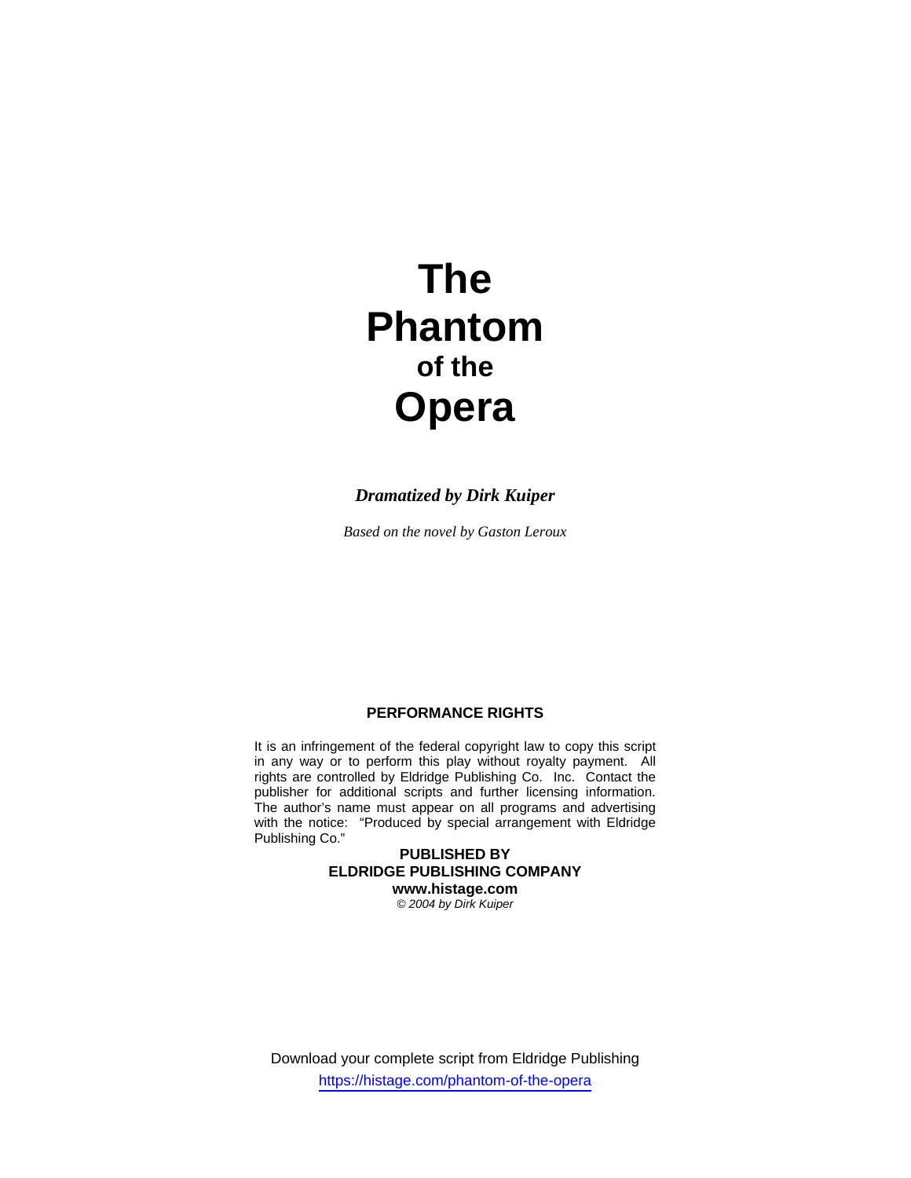# The Phantom
## of the
# Opera

***Dramatized by Dirk Kuiper***

*Based on the novel by Gaston Leroux*

**PERFORMANCE RIGHTS**

It is an infringement of the federal copyright law to copy this script in any way or to perform this play without royalty payment. All rights are controlled by Eldridge Publishing Co. Inc. Contact the publisher for additional scripts and further licensing information. The author's name must appear on all programs and advertising with the notice: "Produced by special arrangement with Eldridge Publishing Co."

**PUBLISHED BY**
**ELDRIDGE PUBLISHING COMPANY**
**www.histage.com**
*© 2004 by Dirk Kuiper*

Download your complete script from Eldridge Publishing
https://histage.com/phantom-of-the-opera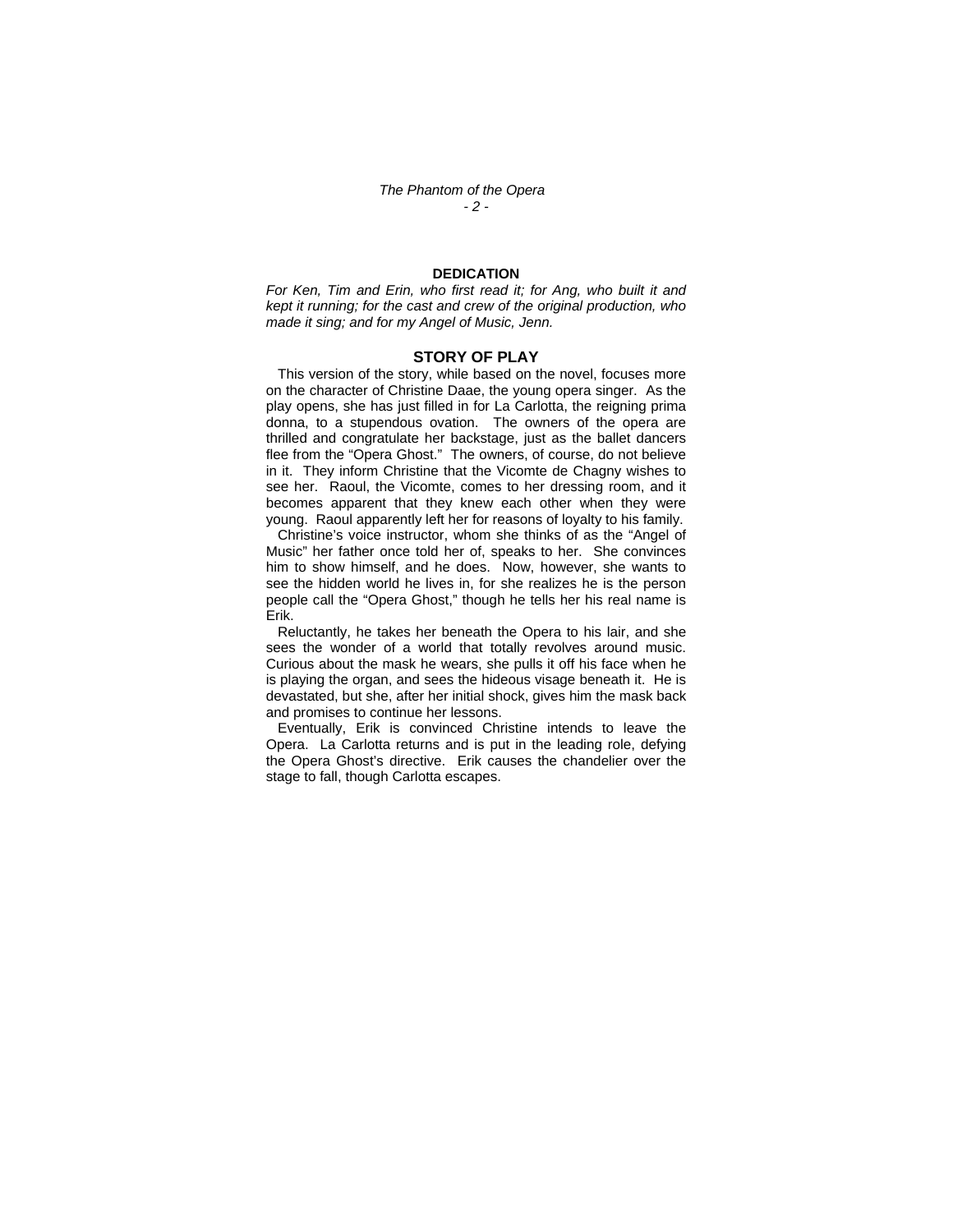## DEDICATION

*For Ken, Tim and Erin, who first read it; for Ang, who built it and kept it running; for the cast and crew of the original production, who made it sing; and for my Angel of Music, Jenn.*

## STORY OF PLAY

This version of the story, while based on the novel, focuses more on the character of Christine Daae, the young opera singer. As the play opens, she has just filled in for La Carlotta, the reigning prima donna, to a stupendous ovation. The owners of the opera are thrilled and congratulate her backstage, just as the ballet dancers flee from the "Opera Ghost." The owners, of course, do not believe in it. They inform Christine that the Vicomte de Chagny wishes to see her. Raoul, the Vicomte, comes to her dressing room, and it becomes apparent that they knew each other when they were young. Raoul apparently left her for reasons of loyalty to his family.

Christine's voice instructor, whom she thinks of as the "Angel of Music" her father once told her of, speaks to her. She convinces him to show himself, and he does. Now, however, she wants to see the hidden world he lives in, for she realizes he is the person people call the "Opera Ghost," though he tells her his real name is Erik.

Reluctantly, he takes her beneath the Opera to his lair, and she sees the wonder of a world that totally revolves around music. Curious about the mask he wears, she pulls it off his face when he is playing the organ, and sees the hideous visage beneath it. He is devastated, but she, after her initial shock, gives him the mask back and promises to continue her lessons.

Eventually, Erik is convinced Christine intends to leave the Opera. La Carlotta returns and is put in the leading role, defying the Opera Ghost's directive. Erik causes the chandelier over the stage to fall, though Carlotta escapes.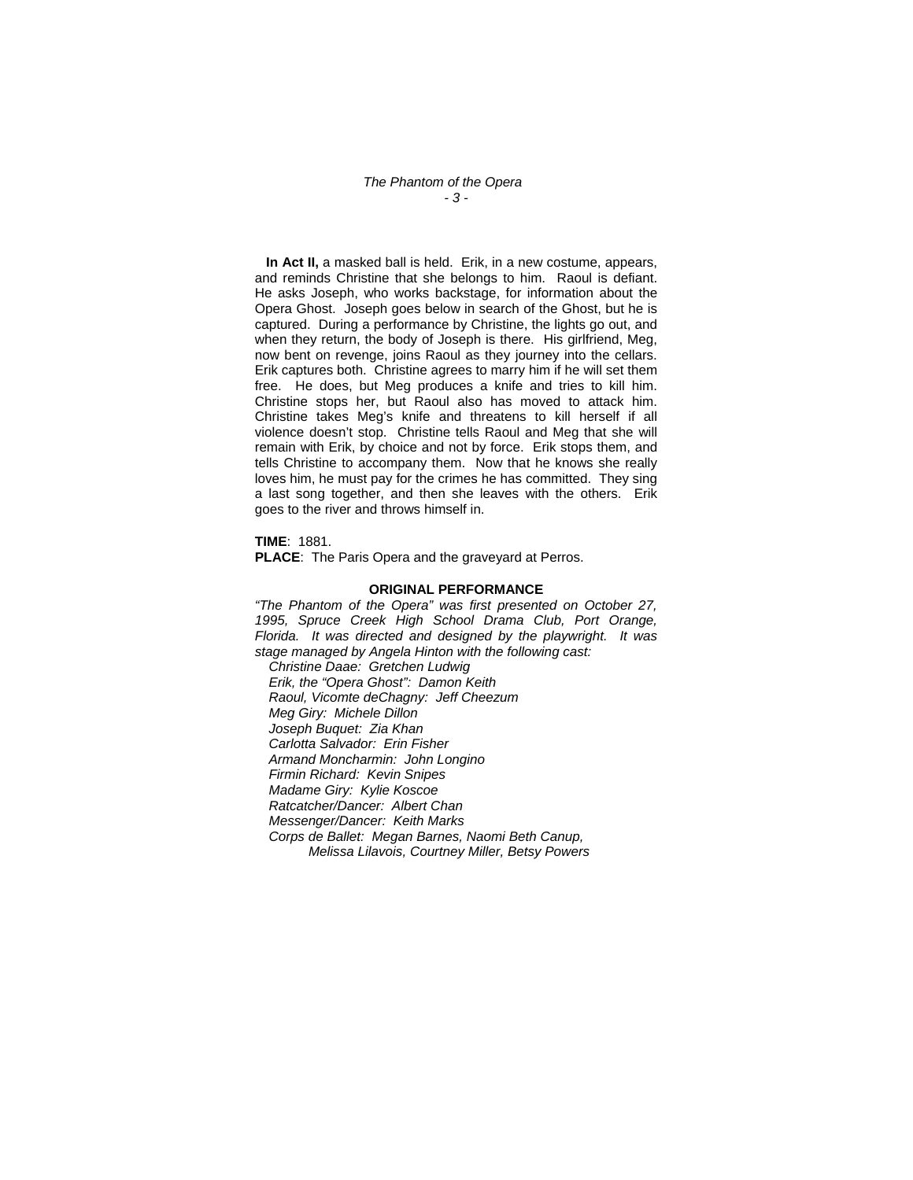**In Act II,** a masked ball is held. Erik, in a new costume, appears, and reminds Christine that she belongs to him. Raoul is defiant. He asks Joseph, who works backstage, for information about the Opera Ghost. Joseph goes below in search of the Ghost, but he is captured. During a performance by Christine, the lights go out, and when they return, the body of Joseph is there. His girlfriend, Meg, now bent on revenge, joins Raoul as they journey into the cellars. Erik captures both. Christine agrees to marry him if he will set them free. He does, but Meg produces a knife and tries to kill him. Christine stops her, but Raoul also has moved to attack him. Christine takes Meg's knife and threatens to kill herself if all violence doesn't stop. Christine tells Raoul and Meg that she will remain with Erik, by choice and not by force. Erik stops them, and tells Christine to accompany them. Now that he knows she really loves him, he must pay for the crimes he has committed. They sing a last song together, and then she leaves with the others. Erik goes to the river and throws himself in.

**TIME**: 1881.

**PLACE**: The Paris Opera and the graveyard at Perros.

**ORIGINAL PERFORMANCE**

*"The Phantom of the Opera" was first presented on October 27, 1995, Spruce Creek High School Drama Club, Port Orange, Florida. It was directed and designed by the playwright. It was stage managed by Angela Hinton with the following cast:*

*Christine Daae: Gretchen Ludwig*
*Erik, the "Opera Ghost": Damon Keith*
*Raoul, Vicomte deChagny: Jeff Cheezum*
*Meg Giry: Michele Dillon*
*Joseph Buquet: Zia Khan*
*Carlotta Salvador: Erin Fisher*
*Armand Moncharmin: John Longino*
*Firmin Richard: Kevin Snipes*
*Madame Giry: Kylie Koscoe*
*Ratcatcher/Dancer: Albert Chan*
*Messenger/Dancer: Keith Marks*
*Corps de Ballet: Megan Barnes, Naomi Beth Canup, Melissa Lilavois, Courtney Miller, Betsy Powers*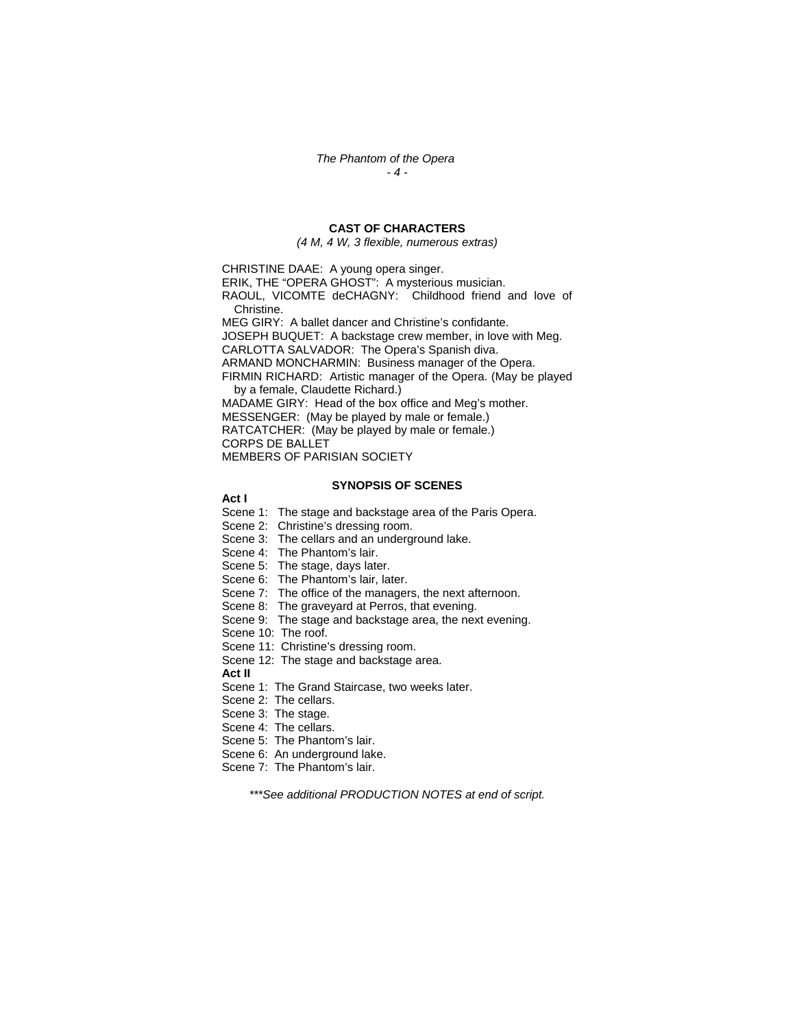## CAST OF CHARACTERS

*(4 M, 4 W, 3 flexible, numerous extras)*

CHRISTINE DAAE: A young opera singer.
ERIK, THE "OPERA GHOST": A mysterious musician.
RAOUL, VICOMTE deCHAGNY: Childhood friend and love of Christine.
MEG GIRY: A ballet dancer and Christine's confidante.
JOSEPH BUQUET: A backstage crew member, in love with Meg.
CARLOTTA SALVADOR: The Opera's Spanish diva.
ARMAND MONCHARMIN: Business manager of the Opera.
FIRMIN RICHARD: Artistic manager of the Opera. (May be played by a female, Claudette Richard.)
MADAME GIRY: Head of the box office and Meg's mother.
MESSENGER: (May be played by male or female.)
RATCATCHER: (May be played by male or female.)
CORPS DE BALLET
MEMBERS OF PARISIAN SOCIETY

## SYNOPSIS OF SCENES

**Act I**

Scene 1: The stage and backstage area of the Paris Opera.
Scene 2: Christine's dressing room.
Scene 3: The cellars and an underground lake.
Scene 4: The Phantom's lair.
Scene 5: The stage, days later.
Scene 6: The Phantom's lair, later.
Scene 7: The office of the managers, the next afternoon.
Scene 8: The graveyard at Perros, that evening.
Scene 9: The stage and backstage area, the next evening.
Scene 10: The roof.
Scene 11: Christine's dressing room.
Scene 12: The stage and backstage area.

**Act II**

Scene 1: The Grand Staircase, two weeks later.
Scene 2: The cellars.
Scene 3: The stage.
Scene 4: The cellars.
Scene 5: The Phantom's lair.
Scene 6: An underground lake.
Scene 7: The Phantom's lair.

*\*\*\*See additional PRODUCTION NOTES at end of script.*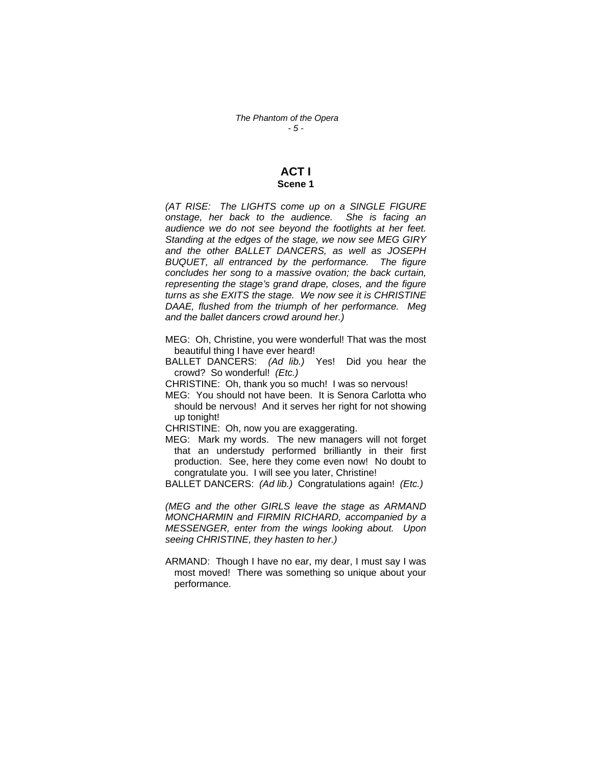# ACT I

## Scene 1

*(AT RISE: The LIGHTS come up on a SINGLE FIGURE onstage, her back to the audience. She is facing an audience we do not see beyond the footlights at her feet. Standing at the edges of the stage, we now see MEG GIRY and the other BALLET DANCERS, as well as JOSEPH BUQUET, all entranced by the performance. The figure concludes her song to a massive ovation; the back curtain, representing the stage's grand drape, closes, and the figure turns as she EXITS the stage. We now see it is CHRISTINE DAAE, flushed from the triumph of her performance. Meg and the ballet dancers crowd around her.)*

MEG: Oh, Christine, you were wonderful! That was the most beautiful thing I have ever heard!

BALLET DANCERS: *(Ad lib.)* Yes! Did you hear the crowd? So wonderful! *(Etc.)*

CHRISTINE: Oh, thank you so much! I was so nervous!

MEG: You should not have been. It is Senora Carlotta who should be nervous! And it serves her right for not showing up tonight!

CHRISTINE: Oh, now you are exaggerating.

MEG: Mark my words. The new managers will not forget that an understudy performed brilliantly in their first production. See, here they come even now! No doubt to congratulate you. I will see you later, Christine!

BALLET DANCERS: *(Ad lib.)* Congratulations again! *(Etc.)*

*(MEG and the other GIRLS leave the stage as ARMAND MONCHARMIN and FIRMIN RICHARD, accompanied by a MESSENGER, enter from the wings looking about. Upon seeing CHRISTINE, they hasten to her.)*

ARMAND: Though I have no ear, my dear, I must say I was most moved! There was something so unique about your performance.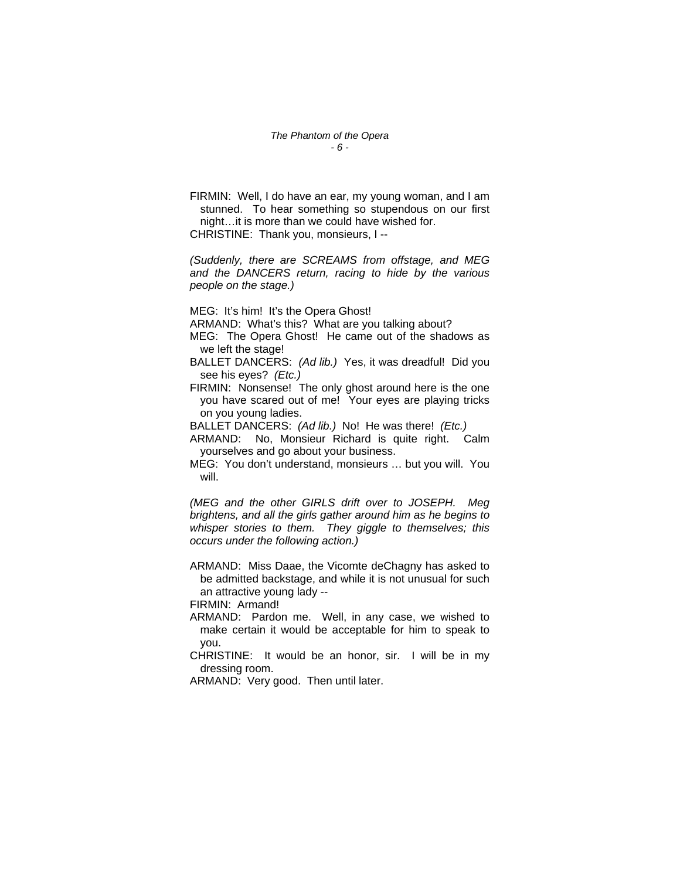FIRMIN: Well, I do have an ear, my young woman, and I am stunned. To hear something so stupendous on our first night…it is more than we could have wished for.

CHRISTINE: Thank you, monsieurs, I --

*(Suddenly, there are SCREAMS from offstage, and MEG and the DANCERS return, racing to hide by the various people on the stage.)*

MEG: It's him! It's the Opera Ghost!

ARMAND: What's this? What are you talking about?

MEG: The Opera Ghost! He came out of the shadows as we left the stage!

BALLET DANCERS: *(Ad lib.)* Yes, it was dreadful! Did you see his eyes? *(Etc.)*

FIRMIN: Nonsense! The only ghost around here is the one you have scared out of me! Your eyes are playing tricks on you young ladies.

BALLET DANCERS: *(Ad lib.)* No! He was there! *(Etc.)*

ARMAND: No, Monsieur Richard is quite right. Calm yourselves and go about your business.

MEG: You don't understand, monsieurs … but you will. You will.

*(MEG and the other GIRLS drift over to JOSEPH. Meg brightens, and all the girls gather around him as he begins to whisper stories to them. They giggle to themselves; this occurs under the following action.)*

ARMAND: Miss Daae, the Vicomte deChagny has asked to be admitted backstage, and while it is not unusual for such an attractive young lady --

FIRMIN: Armand!

ARMAND: Pardon me. Well, in any case, we wished to make certain it would be acceptable for him to speak to you.

CHRISTINE: It would be an honor, sir. I will be in my dressing room.

ARMAND: Very good. Then until later.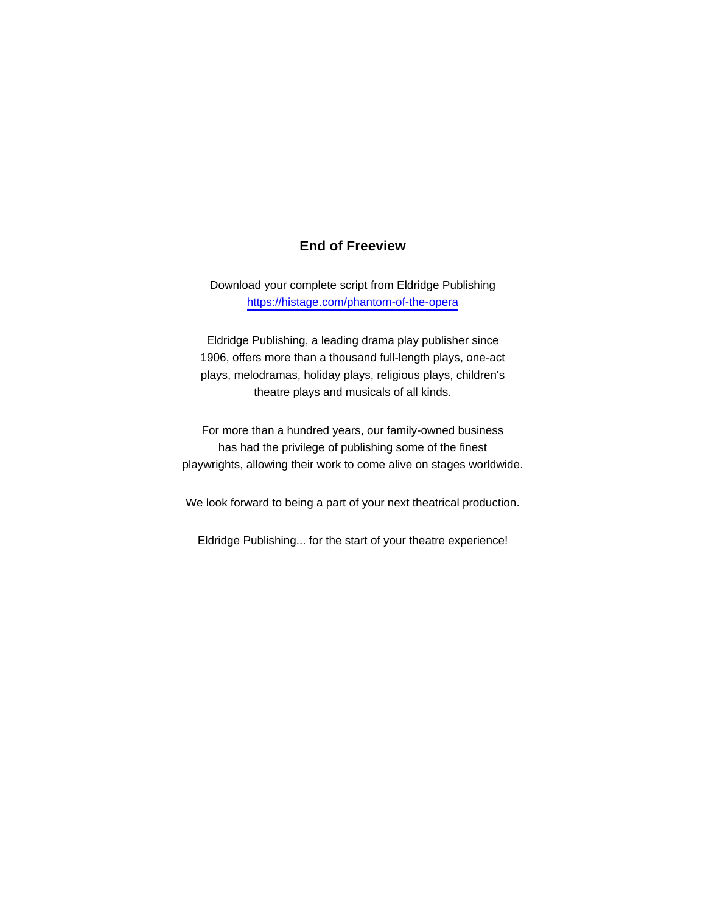## End of Freeview

Download your complete script from Eldridge Publishing
https://histage.com/phantom-of-the-opera

Eldridge Publishing, a leading drama play publisher since 1906, offers more than a thousand full-length plays, one-act plays, melodramas, holiday plays, religious plays, children's theatre plays and musicals of all kinds.

For more than a hundred years, our family-owned business has had the privilege of publishing some of the finest playwrights, allowing their work to come alive on stages worldwide.

We look forward to being a part of your next theatrical production.

Eldridge Publishing... for the start of your theatre experience!